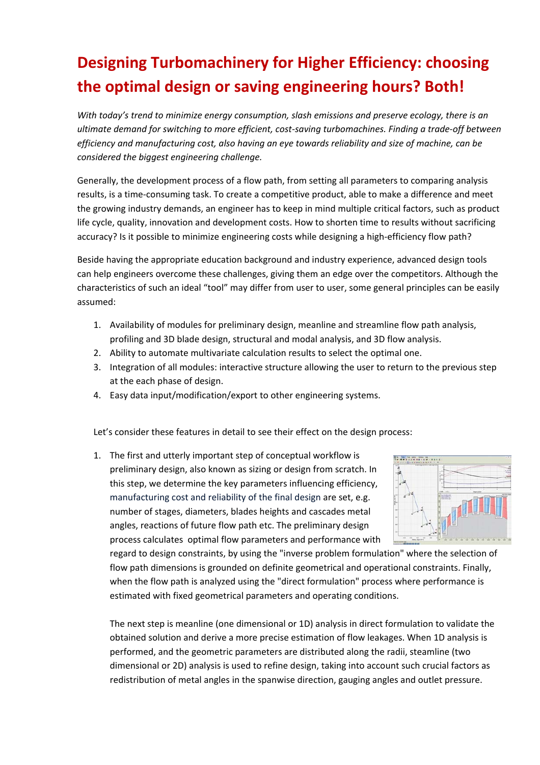# Designing Turbomachinery for Higher Efficiency: choosing the optimal design or saving engineering hours? Both!

*With today's trend to minimize energy consumption, slash emissions and preserve ecology, there is an ultimate demand for switching to more efficient, cost-saving turbomachines. Finding a trade-off between efficiency and manufacturing cost, also having an eye towards reliability and size of machine, can be considered the biggest engineering challenge.*

Generally, the development process of a flow path, from setting all parameters to comparing analysis results, is a time-consuming task. To create a competitive product, able to make a difference and meet the growing industry demands, an engineer has to keep in mind multiple critical factors, such as product life cycle, quality, innovation and development costs. How to shorten time to results without sacrificing accuracy? Is it possible to minimize engineering costs while designing a high-efficiency flow path?

Beside having the appropriate education background and industry experience, advanced design tools can help engineers overcome these challenges, giving them an edge over the competitors. Although the characteristics of such an ideal "tool" may differ from user to user, some general principles can be easily assumed:

1. Availability of modules for preliminary design, meanline and streamline flow path analysis, profiling and 3D blade design, structural and modal analysis, and 3D flow analysis.
2. Ability to automate multivariate calculation results to select the optimal one.
3. Integration of all modules: interactive structure allowing the user to return to the previous step at the each phase of design.
4. Easy data input/modification/export to other engineering systems.

Let's consider these features in detail to see their effect on the design process:

1. The first and utterly important step of conceptual workflow is preliminary design, also known as sizing or design from scratch. In this step, we determine the key parameters influencing efficiency, manufacturing cost and reliability of the final design are set, e.g. number of stages, diameters, blades heights and cascades metal angles, reactions of future flow path etc. The preliminary design process calculates optimal flow parameters and performance with regard to design constraints, by using the "inverse problem formulation" where the selection of flow path dimensions is grounded on definite geometrical and operational constraints. Finally, when the flow path is analyzed using the "direct formulation" process where performance is estimated with fixed geometrical parameters and operating conditions.

   The next step is meanline (one dimensional or 1D) analysis in direct formulation to validate the obtained solution and derive a more precise estimation of flow leakages. When 1D analysis is performed, and the geometric parameters are distributed along the radii, steamline (two dimensional or 2D) analysis is used to refine design, taking into account such crucial factors as redistribution of metal angles in the spanwise direction, gauging angles and outlet pressure.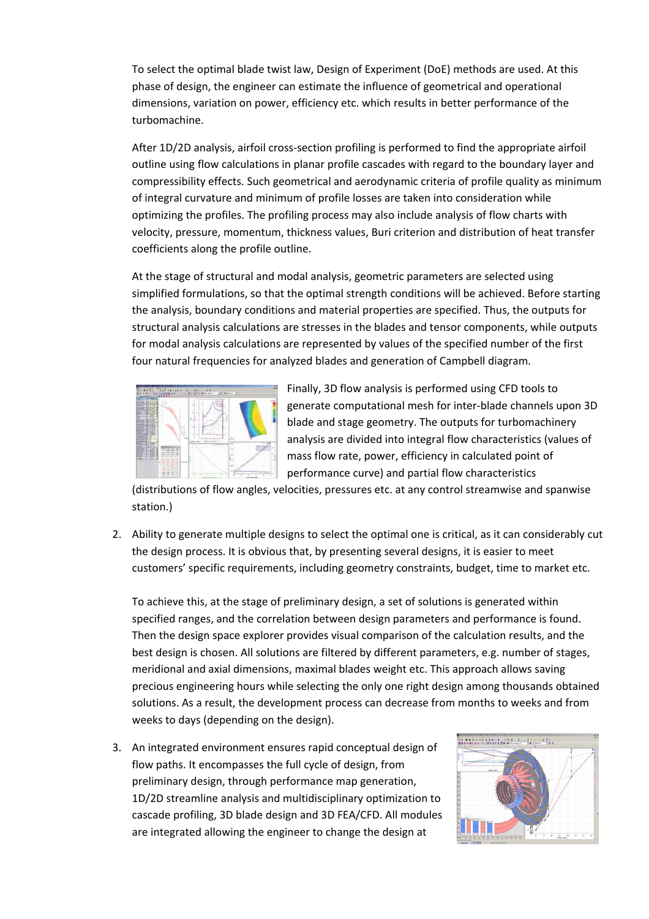To select the optimal blade twist law, Design of Experiment (DoE) methods are used. At this phase of design, the engineer can estimate the influence of geometrical and operational dimensions, variation on power, efficiency etc. which results in better performance of the turbomachine.

After 1D/2D analysis, airfoil cross-section profiling is performed to find the appropriate airfoil outline using flow calculations in planar profile cascades with regard to the boundary layer and compressibility effects. Such geometrical and aerodynamic criteria of profile quality as minimum of integral curvature and minimum of profile losses are taken into consideration while optimizing the profiles. The profiling process may also include analysis of flow charts with velocity, pressure, momentum, thickness values, Buri criterion and distribution of heat transfer coefficients along the profile outline.

At the stage of structural and modal analysis, geometric parameters are selected using simplified formulations, so that the optimal strength conditions will be achieved. Before starting the analysis, boundary conditions and material properties are specified. Thus, the outputs for structural analysis calculations are stresses in the blades and tensor components, while outputs for modal analysis calculations are represented by values of the specified number of the first four natural frequencies for analyzed blades and generation of Campbell diagram.

Finally, 3D flow analysis is performed using CFD tools to generate computational mesh for inter-blade channels upon 3D blade and stage geometry. The outputs for turbomachinery analysis are divided into integral flow characteristics (values of mass flow rate, power, efficiency in calculated point of performance curve) and partial flow characteristics (distributions of flow angles, velocities, pressures etc. at any control streamwise and spanwise station.)

2. Ability to generate multiple designs to select the optimal one is critical, as it can considerably cut the design process. It is obvious that, by presenting several designs, it is easier to meet customers' specific requirements, including geometry constraints, budget, time to market etc.

   To achieve this, at the stage of preliminary design, a set of solutions is generated within specified ranges, and the correlation between design parameters and performance is found. Then the design space explorer provides visual comparison of the calculation results, and the best design is chosen. All solutions are filtered by different parameters, e.g. number of stages, meridional and axial dimensions, maximal blades weight etc. This approach allows saving precious engineering hours while selecting the only one right design among thousands obtained solutions. As a result, the development process can decrease from months to weeks and from weeks to days (depending on the design).

3. An integrated environment ensures rapid conceptual design of flow paths. It encompasses the full cycle of design, from preliminary design, through performance map generation, 1D/2D streamline analysis and multidisciplinary optimization to cascade profiling, 3D blade design and 3D FEA/CFD. All modules are integrated allowing the engineer to change the design at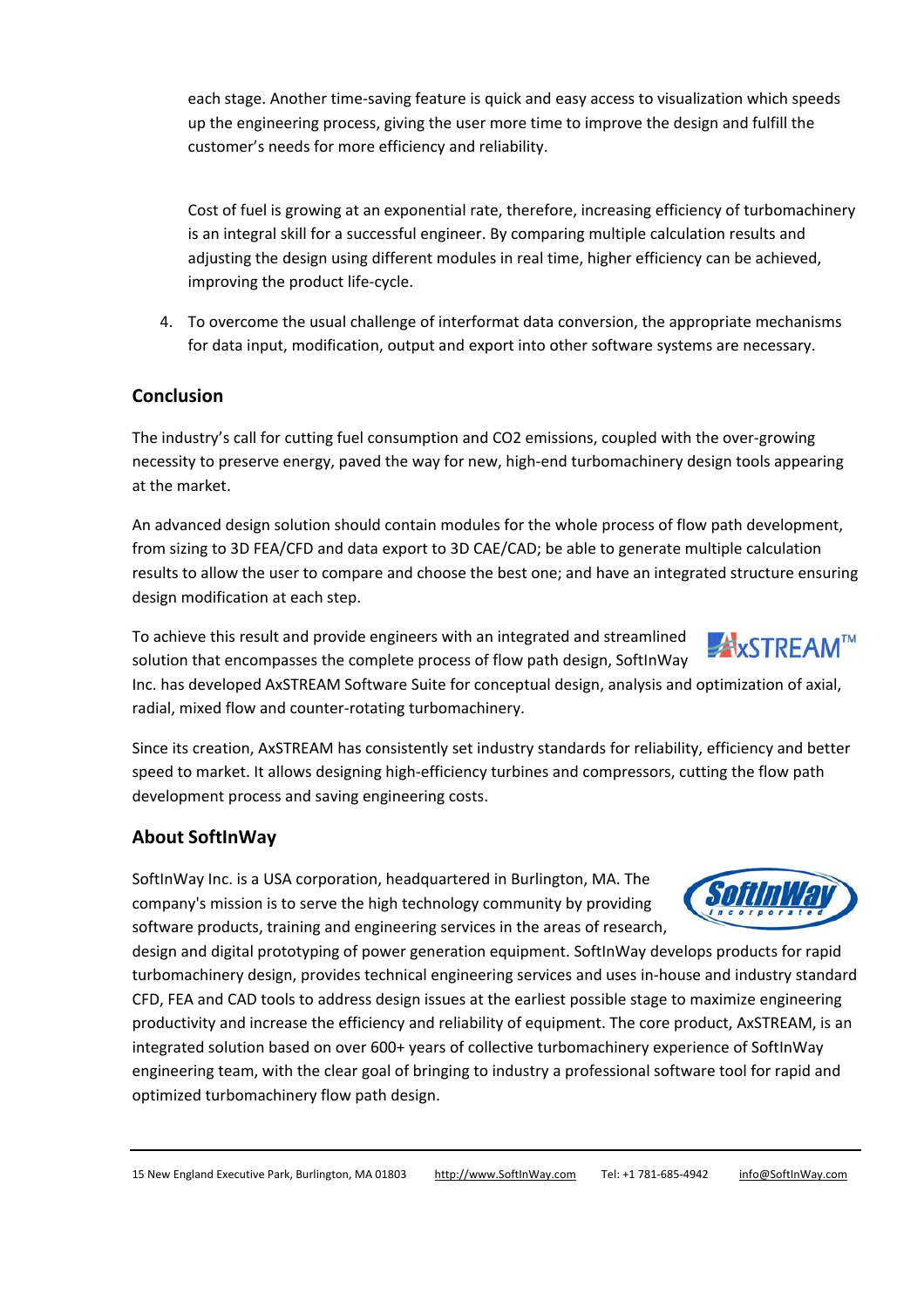each stage. Another time-saving feature is quick and easy access to visualization which speeds up the engineering process, giving the user more time to improve the design and fulfill the customer's needs for more efficiency and reliability.

Cost of fuel is growing at an exponential rate, therefore, increasing efficiency of turbomachinery is an integral skill for a successful engineer. By comparing multiple calculation results and adjusting the design using different modules in real time, higher efficiency can be achieved, improving the product life-cycle.

4. To overcome the usual challenge of interformat data conversion, the appropriate mechanisms for data input, modification, output and export into other software systems are necessary.

## Conclusion

The industry's call for cutting fuel consumption and $CO_2$ emissions, coupled with the over-growing necessity to preserve energy, paved the way for new, high-end turbomachinery design tools appearing at the market.

An advanced design solution should contain modules for the whole process of flow path development, from sizing to 3D FEA/CFD and data export to 3D CAE/CAD; be able to generate multiple calculation results to allow the user to compare and choose the best one; and have an integrated structure ensuring design modification at each step.

To achieve this result and provide engineers with an integrated and streamlined solution that encompasses the complete process of flow path design, SoftInWay Inc. has developed AxSTREAM Software Suite for conceptual design, analysis and optimization of axial, radial, mixed flow and counter-rotating turbomachinery.

Since its creation, AxSTREAM has consistently set industry standards for reliability, efficiency and better speed to market. It allows designing high-efficiency turbines and compressors, cutting the flow path development process and saving engineering costs.

## About SoftInWay

SoftInWay Inc. is a USA corporation, headquartered in Burlington, MA. The company's mission is to serve the high technology community by providing software products, training and engineering services in the areas of research, design and digital prototyping of power generation equipment. SoftInWay develops products for rapid turbomachinery design, provides technical engineering services and uses in-house and industry standard CFD, FEA and CAD tools to address design issues at the earliest possible stage to maximize engineering productivity and increase the efficiency and reliability of equipment. The core product, AxSTREAM, is an integrated solution based on over 600+ years of collective turbomachinery experience of SoftInWay engineering team, with the clear goal of bringing to industry a professional software tool for rapid and optimized turbomachinery flow path design.

15 New England Executive Park, Burlington, MA 01803 http://www.SoftInWay.com Tel: +1 781-685-4942 info@SoftInWay.com